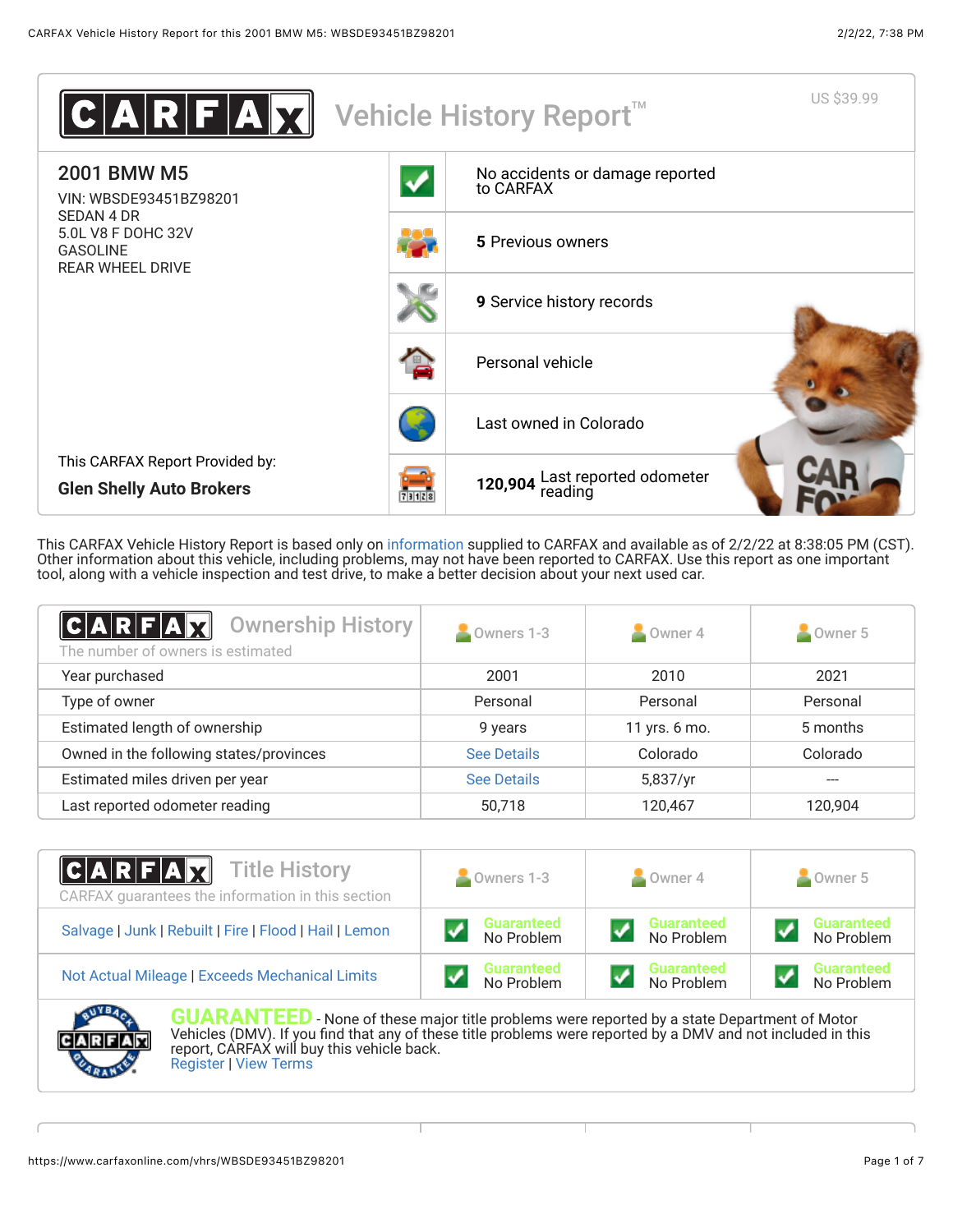# CARFAX Vehicle History Report™

US $39.99

## 2001 BMW M5

VIN: WBSDE93451BZ98201
SEDAN 4 DR
5.0L V8 F DOHC 32V
GASOLINE
REAR WHEEL DRIVE

This CARFAX Report Provided by:
**Glen Shelly Auto Brokers**

- No accidents or damage reported to CARFAX
- **5** Previous owners
- **9** Service history records
- Personal vehicle
- Last owned in Colorado
- **120,904** Last reported odometer reading

This CARFAX Vehicle History Report is based only on information supplied to CARFAX and available as of 2/2/22 at 8:38:05 PM (CST). Other information about this vehicle, including problems, may not have been reported to CARFAX. Use this report as one important tool, along with a vehicle inspection and test drive, to make a better decision about your next used car.

## CARFAX Ownership History

The number of owners is estimated

| | Owners 1-3 | Owner 4 | Owner 5 |
|---|---|---|---|
| Year purchased | 2001 | 2010 | 2021 |
| Type of owner | Personal | Personal | Personal |
| Estimated length of ownership | 9 years | 11 yrs. 6 mo. | 5 months |
| Owned in the following states/provinces | See Details | Colorado | Colorado |
| Estimated miles driven per year | See Details | 5,837/yr | --- |
| Last reported odometer reading | 50,718 | 120,467 | 120,904 |

## CARFAX Title History

CARFAX guarantees the information in this section

| | Owners 1-3 | Owner 4 | Owner 5 |
|---|---|---|---|
| Salvage \| Junk \| Rebuilt \| Fire \| Flood \| Hail \| Lemon | Guaranteed No Problem | Guaranteed No Problem | Guaranteed No Problem |
| Not Actual Mileage \| Exceeds Mechanical Limits | Guaranteed No Problem | Guaranteed No Problem | Guaranteed No Problem |

**GUARANTEED** - None of these major title problems were reported by a state Department of Motor Vehicles (DMV). If you find that any of these title problems were reported by a DMV and not included in this report, CARFAX will buy this vehicle back.
Register | View Terms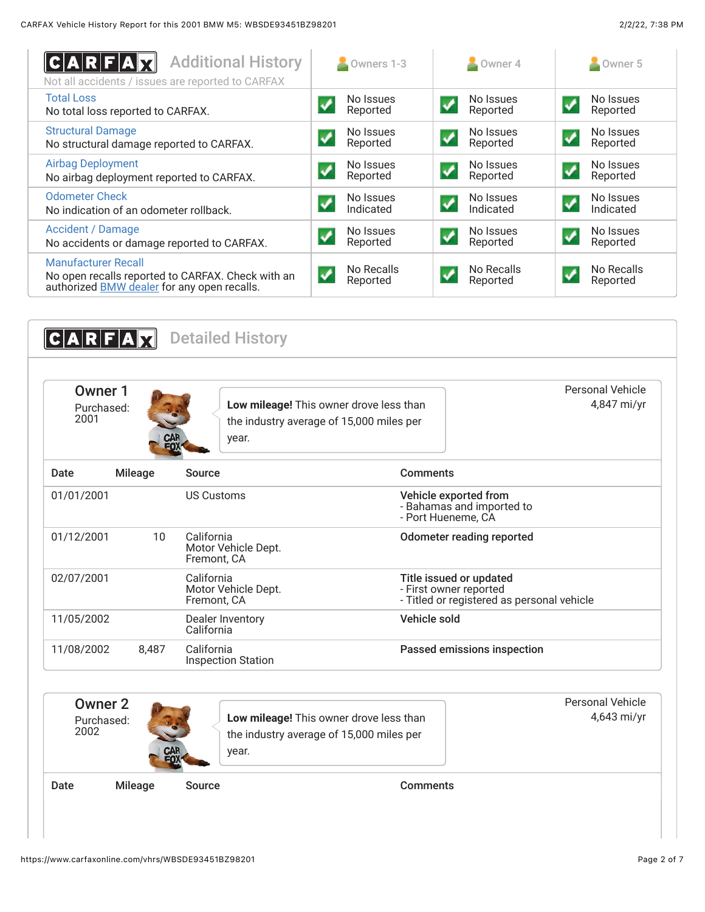## CARFAX Additional History

Not all accidents / issues are reported to CARFAX

| | Owners 1-3 | Owner 4 | Owner 5 |
|---|---|---|---|
| **Total Loss** No total loss reported to CARFAX. | No Issues Reported | No Issues Reported | No Issues Reported |
| **Structural Damage** No structural damage reported to CARFAX. | No Issues Reported | No Issues Reported | No Issues Reported |
| **Airbag Deployment** No airbag deployment reported to CARFAX. | No Issues Reported | No Issues Reported | No Issues Reported |
| **Odometer Check** No indication of an odometer rollback. | No Issues Indicated | No Issues Indicated | No Issues Indicated |
| **Accident / Damage** No accidents or damage reported to CARFAX. | No Issues Reported | No Issues Reported | No Issues Reported |
| **Manufacturer Recall** No open recalls reported to CARFAX. Check with an authorized BMW dealer for any open recalls. | No Recalls Reported | No Recalls Reported | No Recalls Reported |

## CARFAX Detailed History

### Owner 1

Purchased: 2001

**Low mileage!** This owner drove less than the industry average of 15,000 miles per year.

Personal Vehicle
4,847 mi/yr

| Date | Mileage | Source | Comments |
|---|---|---|---|
| 01/01/2001 | | US Customs | **Vehicle exported from** - Bahamas and imported to - Port Hueneme, CA |
| 01/12/2001 | 10 | California Motor Vehicle Dept. Fremont, CA | **Odometer reading reported** |
| 02/07/2001 | | California Motor Vehicle Dept. Fremont, CA | **Title issued or updated** - First owner reported - Titled or registered as personal vehicle |
| 11/05/2002 | | Dealer Inventory California | **Vehicle sold** |
| 11/08/2002 | 8,487 | California Inspection Station | **Passed emissions inspection** |

### Owner 2

Purchased: 2002

**Low mileage!** This owner drove less than the industry average of 15,000 miles per year.

Personal Vehicle
4,643 mi/yr

| Date | Mileage | Source | Comments |
|---|---|---|---|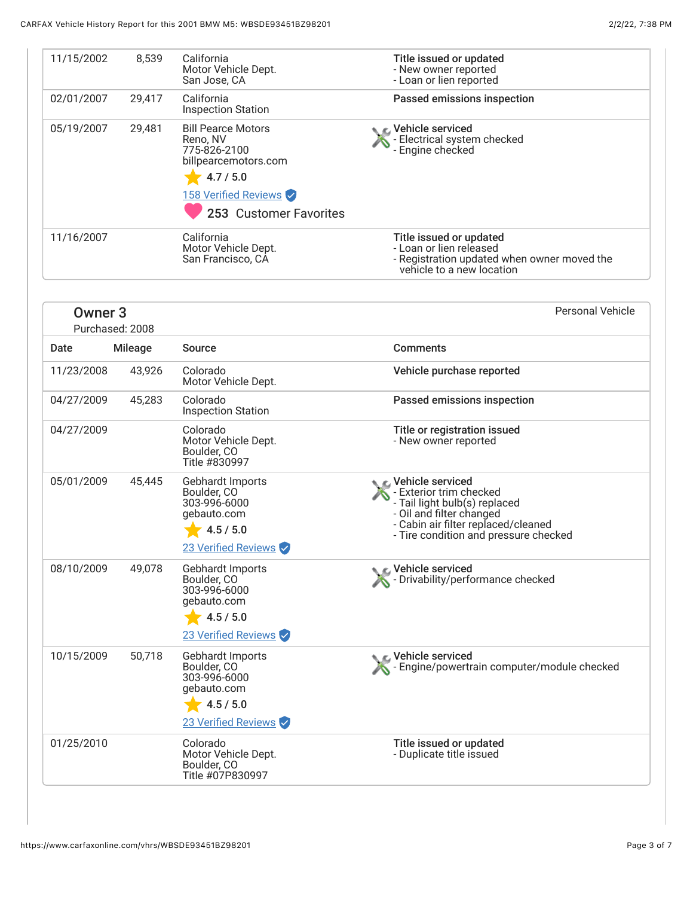| Date | Mileage | Source | Comments |
|---|---|---|---|
| 11/15/2002 | 8,539 | California Motor Vehicle Dept. San Jose, CA | **Title issued or updated** - New owner reported - Loan or lien reported |
| 02/01/2007 | 29,417 | California Inspection Station | **Passed emissions inspection** |
| 05/19/2007 | 29,481 | Bill Pearce Motors Reno, NV 775-826-2100 billpearcemotors.com 4.7 / 5.0 [158 Verified Reviews] 253 Customer Favorites | **Vehicle serviced** - Electrical system checked - Engine checked |
| 11/16/2007 | | California Motor Vehicle Dept. San Francisco, CA | **Title issued or updated** - Loan or lien released - Registration updated when owner moved the vehicle to a new location |

## Owner 3

Purchased: 2008

Personal Vehicle

| Date | Mileage | Source | Comments |
|---|---|---|---|
| 11/23/2008 | 43,926 | Colorado Motor Vehicle Dept. | **Vehicle purchase reported** |
| 04/27/2009 | 45,283 | Colorado Inspection Station | **Passed emissions inspection** |
| 04/27/2009 | | Colorado Motor Vehicle Dept. Boulder, CO Title #830997 | **Title or registration issued** - New owner reported |
| 05/01/2009 | 45,445 | Gebhardt Imports Boulder, CO 303-996-6000 gebauto.com 4.5 / 5.0 [23 Verified Reviews] | **Vehicle serviced** - Exterior trim checked - Tail light bulb(s) replaced - Oil and filter changed - Cabin air filter replaced/cleaned - Tire condition and pressure checked |
| 08/10/2009 | 49,078 | Gebhardt Imports Boulder, CO 303-996-6000 gebauto.com 4.5 / 5.0 [23 Verified Reviews] | **Vehicle serviced** - Drivability/performance checked |
| 10/15/2009 | 50,718 | Gebhardt Imports Boulder, CO 303-996-6000 gebauto.com 4.5 / 5.0 [23 Verified Reviews] | **Vehicle serviced** - Engine/powertrain computer/module checked |
| 01/25/2010 | | Colorado Motor Vehicle Dept. Boulder, CO Title #07P830997 | **Title issued or updated** - Duplicate title issued |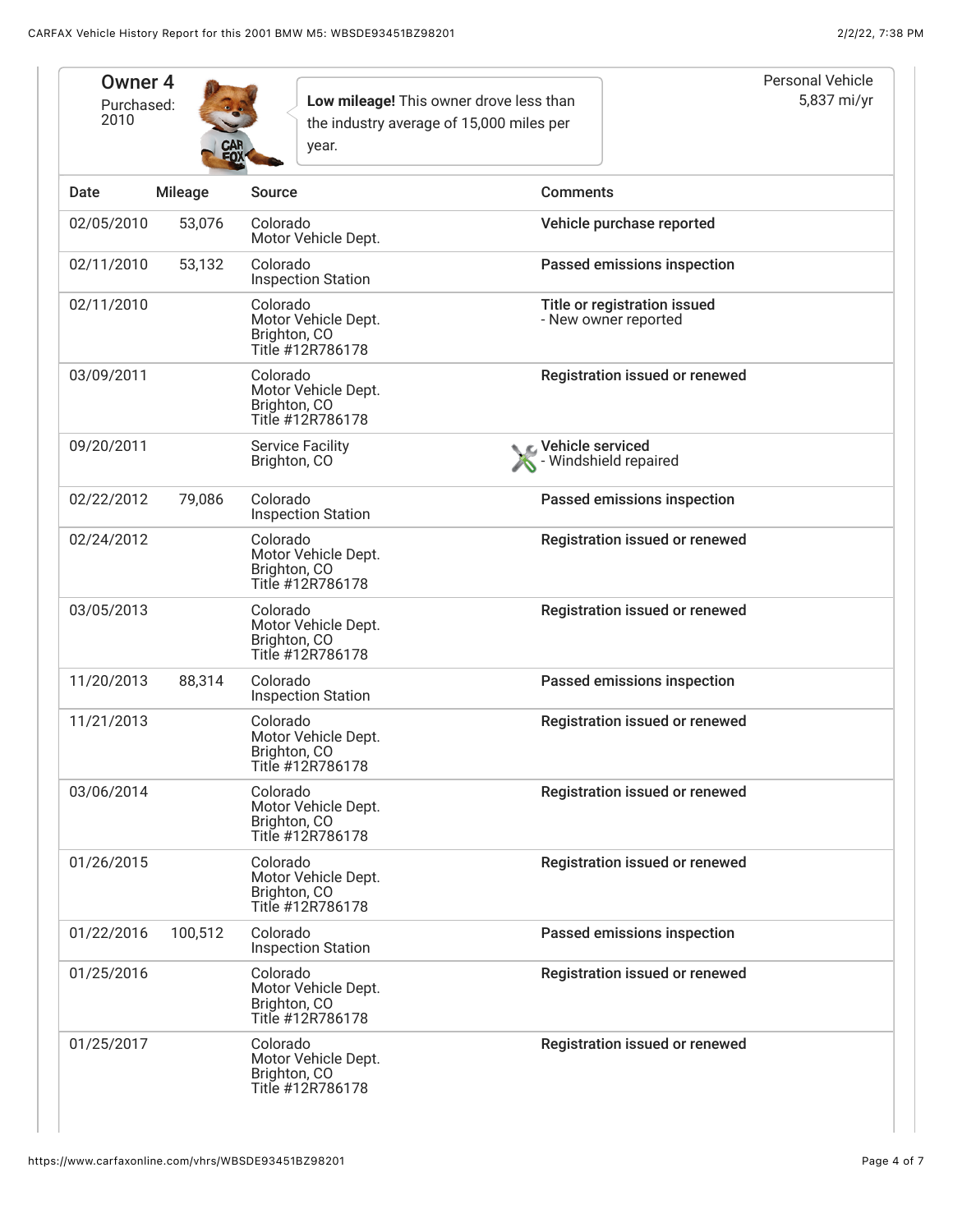## Owner 4

Purchased: 2010

**Low mileage!** This owner drove less than the industry average of 15,000 miles per year.

Personal Vehicle
5,837 mi/yr

| Date | Mileage | Source | Comments |
|---|---|---|---|
| 02/05/2010 | 53,076 | Colorado Motor Vehicle Dept. | **Vehicle purchase reported** |
| 02/11/2010 | 53,132 | Colorado Inspection Station | **Passed emissions inspection** |
| 02/11/2010 | | Colorado Motor Vehicle Dept. Brighton, CO Title #12R786178 | **Title or registration issued** - New owner reported |
| 03/09/2011 | | Colorado Motor Vehicle Dept. Brighton, CO Title #12R786178 | **Registration issued or renewed** |
| 09/20/2011 | | Service Facility Brighton, CO | **Vehicle serviced** - Windshield repaired |
| 02/22/2012 | 79,086 | Colorado Inspection Station | **Passed emissions inspection** |
| 02/24/2012 | | Colorado Motor Vehicle Dept. Brighton, CO Title #12R786178 | **Registration issued or renewed** |
| 03/05/2013 | | Colorado Motor Vehicle Dept. Brighton, CO Title #12R786178 | **Registration issued or renewed** |
| 11/20/2013 | 88,314 | Colorado Inspection Station | **Passed emissions inspection** |
| 11/21/2013 | | Colorado Motor Vehicle Dept. Brighton, CO Title #12R786178 | **Registration issued or renewed** |
| 03/06/2014 | | Colorado Motor Vehicle Dept. Brighton, CO Title #12R786178 | **Registration issued or renewed** |
| 01/26/2015 | | Colorado Motor Vehicle Dept. Brighton, CO Title #12R786178 | **Registration issued or renewed** |
| 01/22/2016 | 100,512 | Colorado Inspection Station | **Passed emissions inspection** |
| 01/25/2016 | | Colorado Motor Vehicle Dept. Brighton, CO Title #12R786178 | **Registration issued or renewed** |
| 01/25/2017 | | Colorado Motor Vehicle Dept. Brighton, CO Title #12R786178 | **Registration issued or renewed** |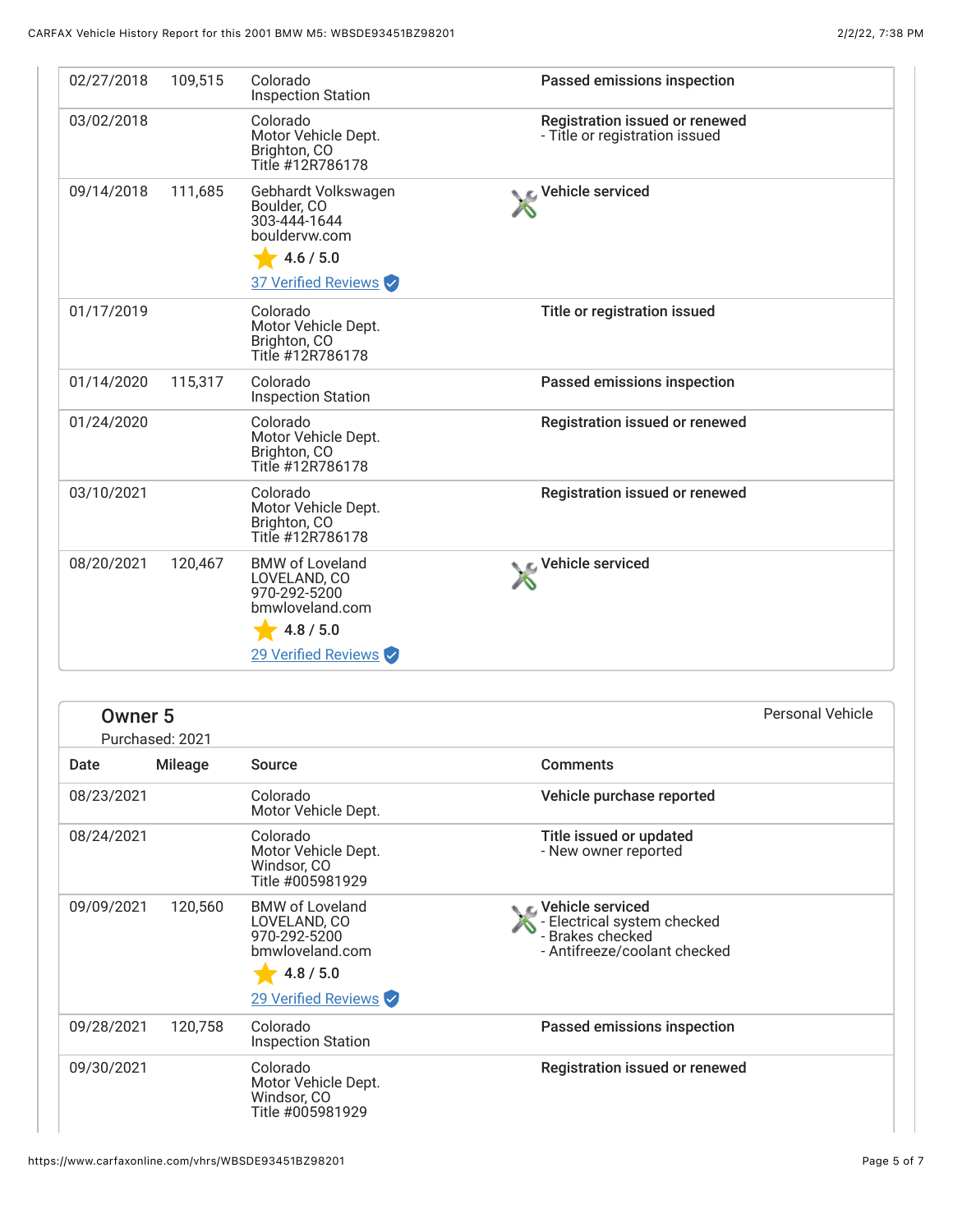| Date | Mileage | Source | Comments |
|---|---|---|---|
| 02/27/2018 | 109,515 | Colorado<br>Inspection Station | **Passed emissions inspection** |
| 03/02/2018 | | Colorado<br>Motor Vehicle Dept.<br>Brighton, CO<br>Title #12R786178 | **Registration issued or renewed**<br>- Title or registration issued |
| 09/14/2018 | 111,685 | Gebhardt Volkswagen<br>Boulder, CO<br>303-444-1644<br>bouldervw.com<br>4.6 / 5.0<br>37 Verified Reviews | **Vehicle serviced** |
| 01/17/2019 | | Colorado<br>Motor Vehicle Dept.<br>Brighton, CO<br>Title #12R786178 | **Title or registration issued** |
| 01/14/2020 | 115,317 | Colorado<br>Inspection Station | **Passed emissions inspection** |
| 01/24/2020 | | Colorado<br>Motor Vehicle Dept.<br>Brighton, CO<br>Title #12R786178 | **Registration issued or renewed** |
| 03/10/2021 | | Colorado<br>Motor Vehicle Dept.<br>Brighton, CO<br>Title #12R786178 | **Registration issued or renewed** |
| 08/20/2021 | 120,467 | BMW of Loveland<br>LOVELAND, CO<br>970-292-5200<br>bmwloveland.com<br>4.8 / 5.0<br>29 Verified Reviews | **Vehicle serviced** |

## Owner 5

Purchased: 2021

Personal Vehicle

| Date | Mileage | Source | Comments |
|---|---|---|---|
| 08/23/2021 | | Colorado<br>Motor Vehicle Dept. | **Vehicle purchase reported** |
| 08/24/2021 | | Colorado<br>Motor Vehicle Dept.<br>Windsor, CO<br>Title #005981929 | **Title issued or updated**<br>- New owner reported |
| 09/09/2021 | 120,560 | BMW of Loveland<br>LOVELAND, CO<br>970-292-5200<br>bmwloveland.com<br>4.8 / 5.0<br>29 Verified Reviews | **Vehicle serviced**<br>- Electrical system checked<br>- Brakes checked<br>- Antifreeze/coolant checked |
| 09/28/2021 | 120,758 | Colorado<br>Inspection Station | **Passed emissions inspection** |
| 09/30/2021 | | Colorado<br>Motor Vehicle Dept.<br>Windsor, CO<br>Title #005981929 | **Registration issued or renewed** |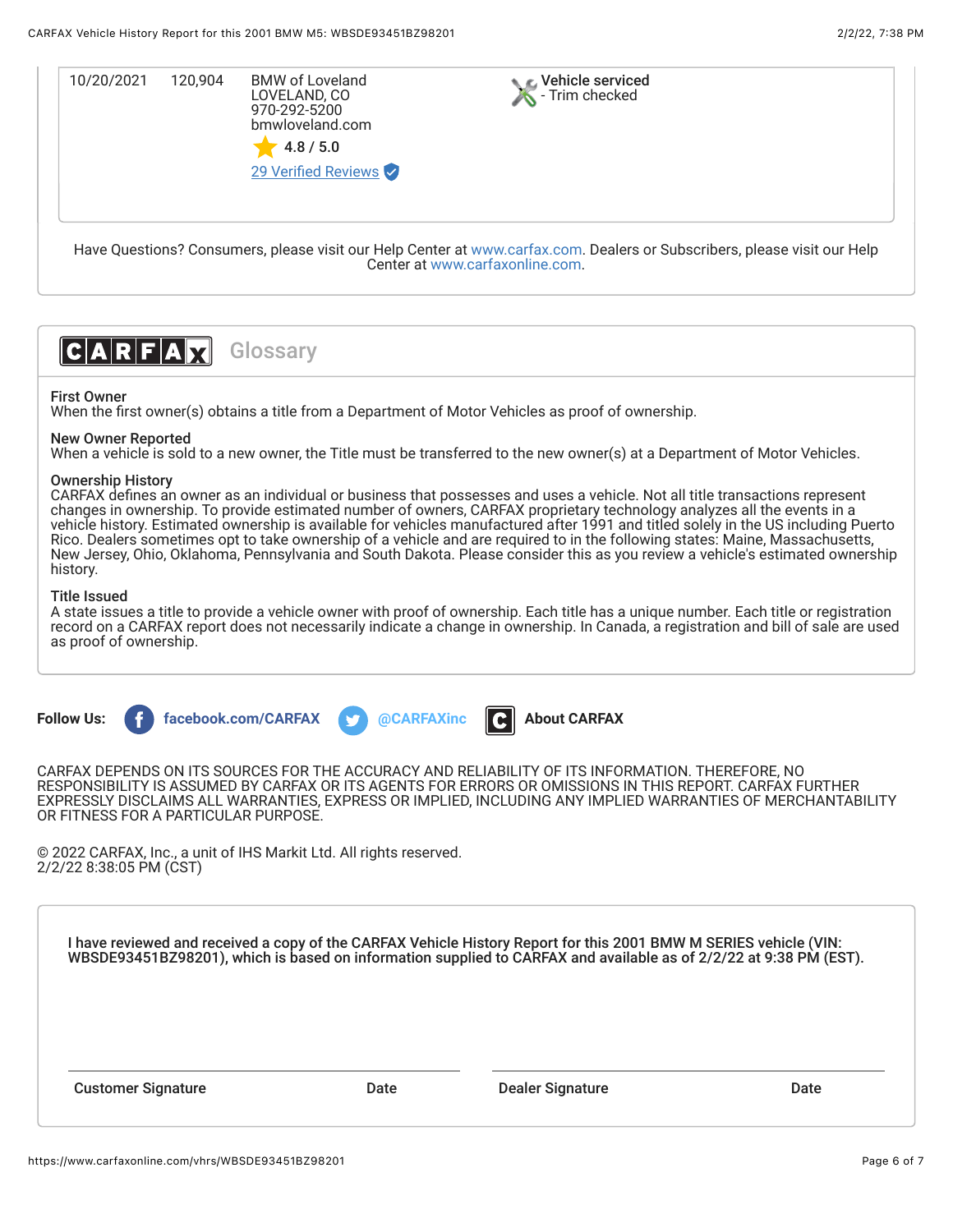| | | | |
|---|---|---|---|
| 10/20/2021 | 120,904 | BMW of Loveland<br>LOVELAND, CO<br>970-292-5200<br>bmwloveland.com<br>4.8 / 5.0<br>29 Verified Reviews | **Vehicle serviced**<br>- Trim checked |

Have Questions? Consumers, please visit our Help Center at www.carfax.com. Dealers or Subscribers, please visit our Help Center at www.carfaxonline.com.

## CARFAX Glossary

**First Owner**
When the first owner(s) obtains a title from a Department of Motor Vehicles as proof of ownership.

**New Owner Reported**
When a vehicle is sold to a new owner, the Title must be transferred to the new owner(s) at a Department of Motor Vehicles.

**Ownership History**
CARFAX defines an owner as an individual or business that possesses and uses a vehicle. Not all title transactions represent changes in ownership. To provide estimated number of owners, CARFAX proprietary technology analyzes all the events in a vehicle history. Estimated ownership is available for vehicles manufactured after 1991 and titled solely in the US including Puerto Rico. Dealers sometimes opt to take ownership of a vehicle and are required to in the following states: Maine, Massachusetts, New Jersey, Ohio, Oklahoma, Pennsylvania and South Dakota. Please consider this as you review a vehicle's estimated ownership history.

**Title Issued**
A state issues a title to provide a vehicle owner with proof of ownership. Each title has a unique number. Each title or registration record on a CARFAX report does not necessarily indicate a change in ownership. In Canada, a registration and bill of sale are used as proof of ownership.

**Follow Us:** facebook.com/CARFAX @CARFAXinc **About CARFAX**

CARFAX DEPENDS ON ITS SOURCES FOR THE ACCURACY AND RELIABILITY OF ITS INFORMATION. THEREFORE, NO RESPONSIBILITY IS ASSUMED BY CARFAX OR ITS AGENTS FOR ERRORS OR OMISSIONS IN THIS REPORT. CARFAX FURTHER EXPRESSLY DISCLAIMS ALL WARRANTIES, EXPRESS OR IMPLIED, INCLUDING ANY IMPLIED WARRANTIES OF MERCHANTABILITY OR FITNESS FOR A PARTICULAR PURPOSE.

© 2022 CARFAX, Inc., a unit of IHS Markit Ltd. All rights reserved.
2/2/22 8:38:05 PM (CST)

I have reviewed and received a copy of the CARFAX Vehicle History Report for this 2001 BMW M SERIES vehicle (VIN: WBSDE93451BZ98201), which is based on information supplied to CARFAX and available as of 2/2/22 at 9:38 PM (EST).

| Customer Signature | Date | Dealer Signature | Date |
|---|---|---|---|